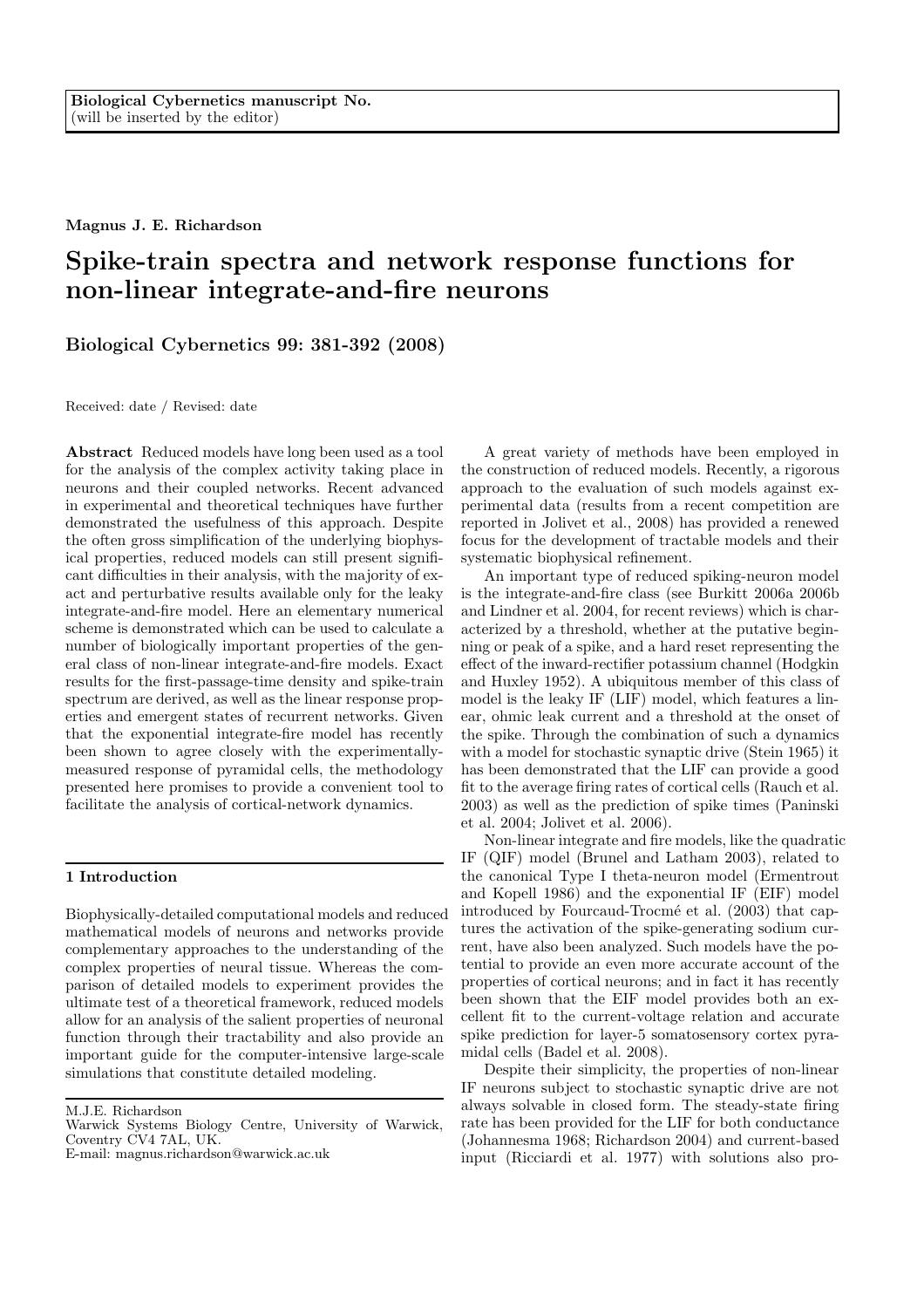Biological Cybernetics manuscript No.
(will be inserted by the editor)

**Magnus J. E. Richardson**

# Spike-train spectra and network response functions for non-linear integrate-and-fire neurons

**Biological Cybernetics 99: 381-392 (2008)**

Received: date / Revised: date

**Abstract** Reduced models have long been used as a tool for the analysis of the complex activity taking place in neurons and their coupled networks. Recent advanced in experimental and theoretical techniques have further demonstrated the usefulness of this approach. Despite the often gross simplification of the underlying biophysical properties, reduced models can still present significant difficulties in their analysis, with the majority of exact and perturbative results available only for the leaky integrate-and-fire model. Here an elementary numerical scheme is demonstrated which can be used to calculate a number of biologically important properties of the general class of non-linear integrate-and-fire models. Exact results for the first-passage-time density and spike-train spectrum are derived, as well as the linear response properties and emergent states of recurrent networks. Given that the exponential integrate-fire model has recently been shown to agree closely with the experimentally-measured response of pyramidal cells, the methodology presented here promises to provide a convenient tool to facilitate the analysis of cortical-network dynamics.

## 1 Introduction

Biophysically-detailed computational models and reduced mathematical models of neurons and networks provide complementary approaches to the understanding of the complex properties of neural tissue. Whereas the comparison of detailed models to experiment provides the ultimate test of a theoretical framework, reduced models allow for an analysis of the salient properties of neuronal function through their tractability and also provide an important guide for the computer-intensive large-scale simulations that constitute detailed modeling.

M.J.E. Richardson
Warwick Systems Biology Centre, University of Warwick, Coventry CV4 7AL, UK.
E-mail: magnus.richardson@warwick.ac.uk

A great variety of methods have been employed in the construction of reduced models. Recently, a rigorous approach to the evaluation of such models against experimental data (results from a recent competition are reported in Jolivet et al., 2008) has provided a renewed focus for the development of tractable models and their systematic biophysical refinement.

An important type of reduced spiking-neuron model is the integrate-and-fire class (see Burkitt 2006a 2006b and Lindner et al. 2004, for recent reviews) which is characterized by a threshold, whether at the putative beginning or peak of a spike, and a hard reset representing the effect of the inward-rectifier potassium channel (Hodgkin and Huxley 1952). A ubiquitous member of this class of model is the leaky IF (LIF) model, which features a linear, ohmic leak current and a threshold at the onset of the spike. Through the combination of such a dynamics with a model for stochastic synaptic drive (Stein 1965) it has been demonstrated that the LIF can provide a good fit to the average firing rates of cortical cells (Rauch et al. 2003) as well as the prediction of spike times (Paninski et al. 2004; Jolivet et al. 2006).

Non-linear integrate and fire models, like the quadratic IF (QIF) model (Brunel and Latham 2003), related to the canonical Type I theta-neuron model (Ermentrout and Kopell 1986) and the exponential IF (EIF) model introduced by Fourcaud-Trocmé et al. (2003) that captures the activation of the spike-generating sodium current, have also been analyzed. Such models have the potential to provide an even more accurate account of the properties of cortical neurons; and in fact it has recently been shown that the EIF model provides both an excellent fit to the current-voltage relation and accurate spike prediction for layer-5 somatosensory cortex pyramidal cells (Badel et al. 2008).

Despite their simplicity, the properties of non-linear IF neurons subject to stochastic synaptic drive are not always solvable in closed form. The steady-state firing rate has been provided for the LIF for both conductance (Johannesma 1968; Richardson 2004) and current-based input (Ricciardi et al. 1977) with solutions also pro-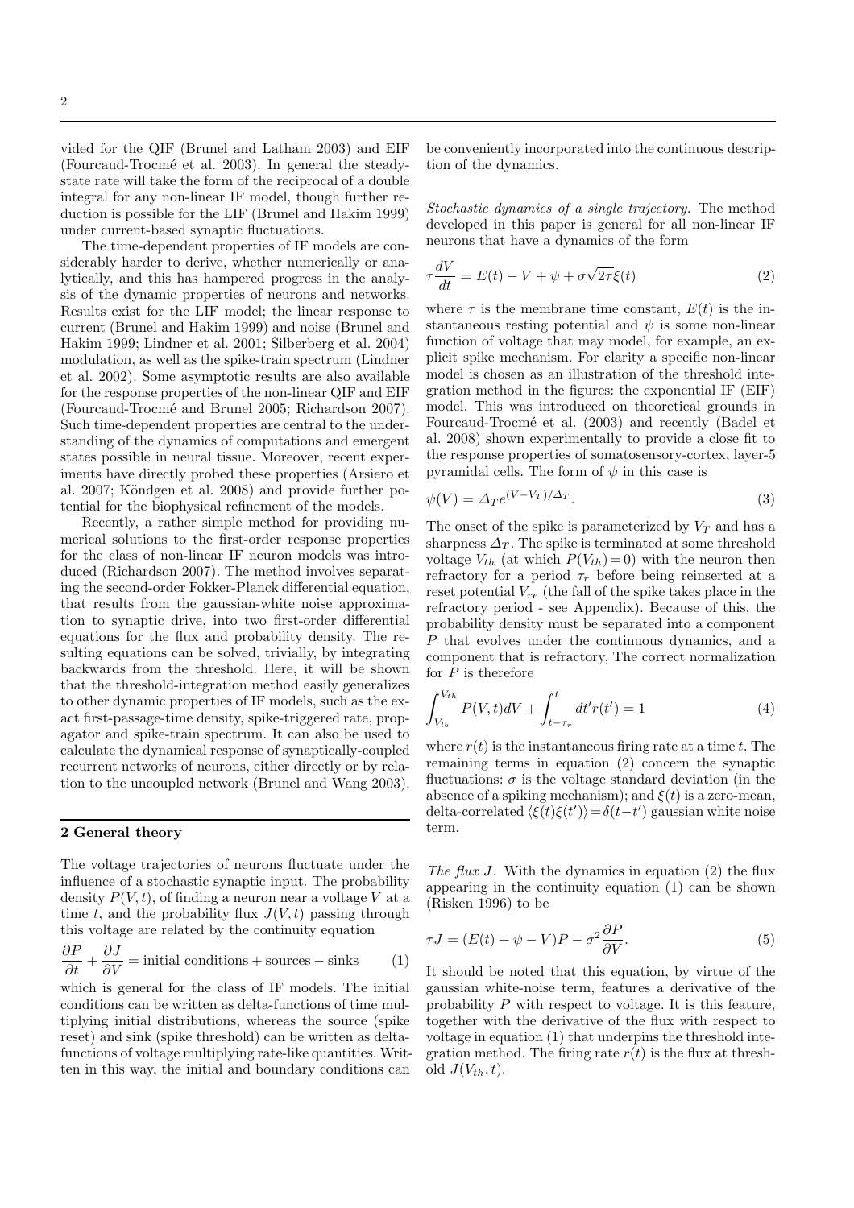vided for the QIF (Brunel and Latham 2003) and EIF (Fourcaud-Trocmé et al. 2003). In general the steady-state rate will take the form of the reciprocal of a double integral for any non-linear IF model, though further reduction is possible for the LIF (Brunel and Hakim 1999) under current-based synaptic fluctuations.

The time-dependent properties of IF models are considerably harder to derive, whether numerically or analytically, and this has hampered progress in the analysis of the dynamic properties of neurons and networks. Results exist for the LIF model; the linear response to current (Brunel and Hakim 1999) and noise (Brunel and Hakim 1999; Lindner et al. 2001; Silberberg et al. 2004) modulation, as well as the spike-train spectrum (Lindner et al. 2002). Some asymptotic results are also available for the response properties of the non-linear QIF and EIF (Fourcaud-Trocmé and Brunel 2005; Richardson 2007). Such time-dependent properties are central to the understanding of the dynamics of computations and emergent states possible in neural tissue. Moreover, recent experiments have directly probed these properties (Arsiero et al. 2007; Köndgen et al. 2008) and provide further potential for the biophysical refinement of the models.

Recently, a rather simple method for providing numerical solutions to the first-order response properties for the class of non-linear IF neuron models was introduced (Richardson 2007). The method involves separating the second-order Fokker-Planck differential equation, that results from the gaussian-white noise approximation to synaptic drive, into two first-order differential equations for the flux and probability density. The resulting equations can be solved, trivially, by integrating backwards from the threshold. Here, it will be shown that the threshold-integration method easily generalizes to other dynamic properties of IF models, such as the exact first-passage-time density, spike-triggered rate, propagator and spike-train spectrum. It can also be used to calculate the dynamical response of synaptically-coupled recurrent networks of neurons, either directly or by relation to the uncoupled network (Brunel and Wang 2003).

## 2 General theory

The voltage trajectories of neurons fluctuate under the influence of a stochastic synaptic input. The probability density $P(V,t)$, of finding a neuron near a voltage $V$ at a time $t$, and the probability flux $J(V,t)$ passing through this voltage are related by the continuity equation

$$\frac{\partial P}{\partial t} + \frac{\partial J}{\partial V} = \text{initial conditions} + \text{sources} - \text{sinks} \tag{1}$$

which is general for the class of IF models. The initial conditions can be written as delta-functions of time multiplying initial distributions, whereas the source (spike reset) and sink (spike threshold) can be written as delta-functions of voltage multiplying rate-like quantities. Written in this way, the initial and boundary conditions can be conveniently incorporated into the continuous description of the dynamics.

*Stochastic dynamics of a single trajectory.* The method developed in this paper is general for all non-linear IF neurons that have a dynamics of the form

$$\tau \frac{dV}{dt} = E(t) - V + \psi + \sigma\sqrt{2\tau}\xi(t) \tag{2}$$

where $\tau$ is the membrane time constant, $E(t)$ is the instantaneous resting potential and $\psi$ is some non-linear function of voltage that may model, for example, an explicit spike mechanism. For clarity a specific non-linear model is chosen as an illustration of the threshold integration method in the figures: the exponential IF (EIF) model. This was introduced on theoretical grounds in Fourcaud-Trocmé et al. (2003) and recently (Badel et al. 2008) shown experimentally to provide a close fit to the response properties of somatosensory-cortex, layer-5 pyramidal cells. The form of $\psi$ in this case is

$$\psi(V) = \Delta_T e^{(V-V_T)/\Delta_T}. \tag{3}$$

The onset of the spike is parameterized by $V_T$ and has a sharpness $\Delta_T$. The spike is terminated at some threshold voltage $V_{th}$ (at which $P(V_{th})=0$) with the neuron then refractory for a period $\tau_r$ before being reinserted at a reset potential $V_{re}$ (the fall of the spike takes place in the refractory period - see Appendix). Because of this, the probability density must be separated into a component $P$ that evolves under the continuous dynamics, and a component that is refractory, The correct normalization for $P$ is therefore

$$\int_{V_{lb}}^{V_{th}} P(V,t)dV + \int_{t-\tau_r}^{t} dt' r(t') = 1 \tag{4}$$

where $r(t)$ is the instantaneous firing rate at a time $t$. The remaining terms in equation (2) concern the synaptic fluctuations: $\sigma$ is the voltage standard deviation (in the absence of a spiking mechanism); and $\xi(t)$ is a zero-mean, delta-correlated $\langle\xi(t)\xi(t')\rangle = \delta(t-t')$ gaussian white noise term.

*The flux J.* With the dynamics in equation (2) the flux appearing in the continuity equation (1) can be shown (Risken 1996) to be

$$\tau J = (E(t) + \psi - V)P - \sigma^2 \frac{\partial P}{\partial V}. \tag{5}$$

It should be noted that this equation, by virtue of the gaussian white-noise term, features a derivative of the probability $P$ with respect to voltage. It is this feature, together with the derivative of the flux with respect to voltage in equation (1) that underpins the threshold integration method. The firing rate $r(t)$ is the flux at threshold $J(V_{th}, t)$.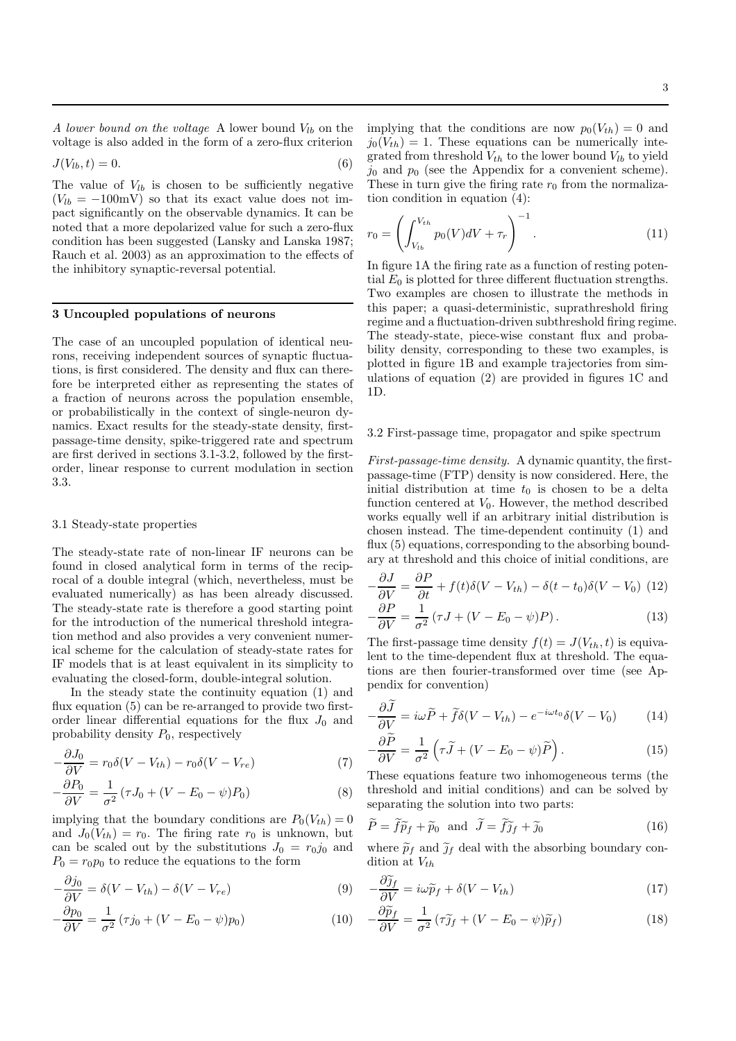*A lower bound on the voltage* A lower bound $V_{lb}$ on the voltage is also added in the form of a zero-flux criterion

$$J(V_{lb}, t) = 0. \tag{6}$$

The value of $V_{lb}$ is chosen to be sufficiently negative ($V_{lb} = -100$mV) so that its exact value does not impact significantly on the observable dynamics. It can be noted that a more depolarized value for such a zero-flux condition has been suggested (Lansky and Lanska 1987; Rauch et al. 2003) as an approximation to the effects of the inhibitory synaptic-reversal potential.

## 3 Uncoupled populations of neurons

The case of an uncoupled population of identical neurons, receiving independent sources of synaptic fluctuations, is first considered. The density and flux can therefore be interpreted either as representing the states of a fraction of neurons across the population ensemble, or probabilistically in the context of single-neuron dynamics. Exact results for the steady-state density, first-passage-time density, spike-triggered rate and spectrum are first derived in sections 3.1-3.2, followed by the first-order, linear response to current modulation in section 3.3.

### 3.1 Steady-state properties

The steady-state rate of non-linear IF neurons can be found in closed analytical form in terms of the reciprocal of a double integral (which, nevertheless, must be evaluated numerically) as has been already discussed. The steady-state rate is therefore a good starting point for the introduction of the numerical threshold integration method and also provides a very convenient numerical scheme for the calculation of steady-state rates for IF models that is at least equivalent in its simplicity to evaluating the closed-form, double-integral solution.

In the steady state the continuity equation (1) and flux equation (5) can be re-arranged to provide two first-order linear differential equations for the flux $J_0$ and probability density $P_0$, respectively

$$-\frac{\partial J_0}{\partial V} = r_0 \delta(V - V_{th}) - r_0 \delta(V - V_{re}) \tag{7}$$

$$-\frac{\partial P_0}{\partial V} = \frac{1}{\sigma^2}\left(\tau J_0 + (V - E_0 - \psi) P_0\right) \tag{8}$$

implying that the boundary conditions are $P_0(V_{th}) = 0$ and $J_0(V_{th}) = r_0$. The firing rate $r_0$ is unknown, but can be scaled out by the substitutions $J_0 = r_0 j_0$ and $P_0 = r_0 p_0$ to reduce the equations to the form

$$-\frac{\partial j_0}{\partial V} = \delta(V - V_{th}) - \delta(V - V_{re}) \tag{9}$$

$$-\frac{\partial p_0}{\partial V} = \frac{1}{\sigma^2}\left(\tau j_0 + (V - E_0 - \psi) p_0\right) \tag{10}$$

implying that the conditions are now $p_0(V_{th}) = 0$ and $j_0(V_{th}) = 1$. These equations can be numerically integrated from threshold $V_{th}$ to the lower bound $V_{lb}$ to yield $j_0$ and $p_0$ (see the Appendix for a convenient scheme). These in turn give the firing rate $r_0$ from the normalization condition in equation (4):

$$r_0 = \left(\int_{V_{lb}}^{V_{th}} p_0(V) dV + \tau_r\right)^{-1}. \tag{11}$$

In figure 1A the firing rate as a function of resting potential $E_0$ is plotted for three different fluctuation strengths. Two examples are chosen to illustrate the methods in this paper; a quasi-deterministic, suprathreshold firing regime and a fluctuation-driven subthreshold firing regime. The steady-state, piece-wise constant flux and probability density, corresponding to these two examples, is plotted in figure 1B and example trajectories from simulations of equation (2) are provided in figures 1C and 1D.

### 3.2 First-passage time, propagator and spike spectrum

*First-passage-time density.* A dynamic quantity, the first-passage-time (FTP) density is now considered. Here, the initial distribution at time $t_0$ is chosen to be a delta function centered at $V_0$. However, the method described works equally well if an arbitrary initial distribution is chosen instead. The time-dependent continuity (1) and flux (5) equations, corresponding to the absorbing boundary at threshold and this choice of initial conditions, are

$$-\frac{\partial J}{\partial V} = \frac{\partial P}{\partial t} + f(t)\delta(V - V_{th}) - \delta(t - t_0)\delta(V - V_0) \tag{12}$$

$$-\frac{\partial P}{\partial V} = \frac{1}{\sigma^2}\left(\tau J + (V - E_0 - \psi) P\right). \tag{13}$$

The first-passage time density $f(t) = J(V_{th}, t)$ is equivalent to the time-dependent flux at threshold. The equations are then fourier-transformed over time (see Appendix for convention)

$$-\frac{\partial \widetilde{J}}{\partial V} = i\omega \widetilde{P} + \widetilde{f}\delta(V - V_{th}) - e^{-i\omega t_0}\delta(V - V_0) \tag{14}$$

$$-\frac{\partial \widetilde{P}}{\partial V} = \frac{1}{\sigma^2}\left(\tau \widetilde{J} + (V - E_0 - \psi)\widetilde{P}\right). \tag{15}$$

These equations feature two inhomogeneous terms (the threshold and initial conditions) and can be solved by separating the solution into two parts:

$$\widetilde{P} = \widetilde{f}\widetilde{p}_f + \widetilde{p}_0 \quad \text{and} \quad \widetilde{J} = \widetilde{f}\widetilde{j}_f + \widetilde{j}_0 \tag{16}$$

where $\widetilde{p}_f$ and $\widetilde{j}_f$ deal with the absorbing boundary condition at $V_{th}$

$$-\frac{\partial \widetilde{j}_f}{\partial V} = i\omega \widetilde{p}_f + \delta(V - V_{th}) \tag{17}$$

$$-\frac{\partial \widetilde{p}_f}{\partial V} = \frac{1}{\sigma^2}\left(\tau \widetilde{j}_f + (V - E_0 - \psi)\widetilde{p}_f\right) \tag{18}$$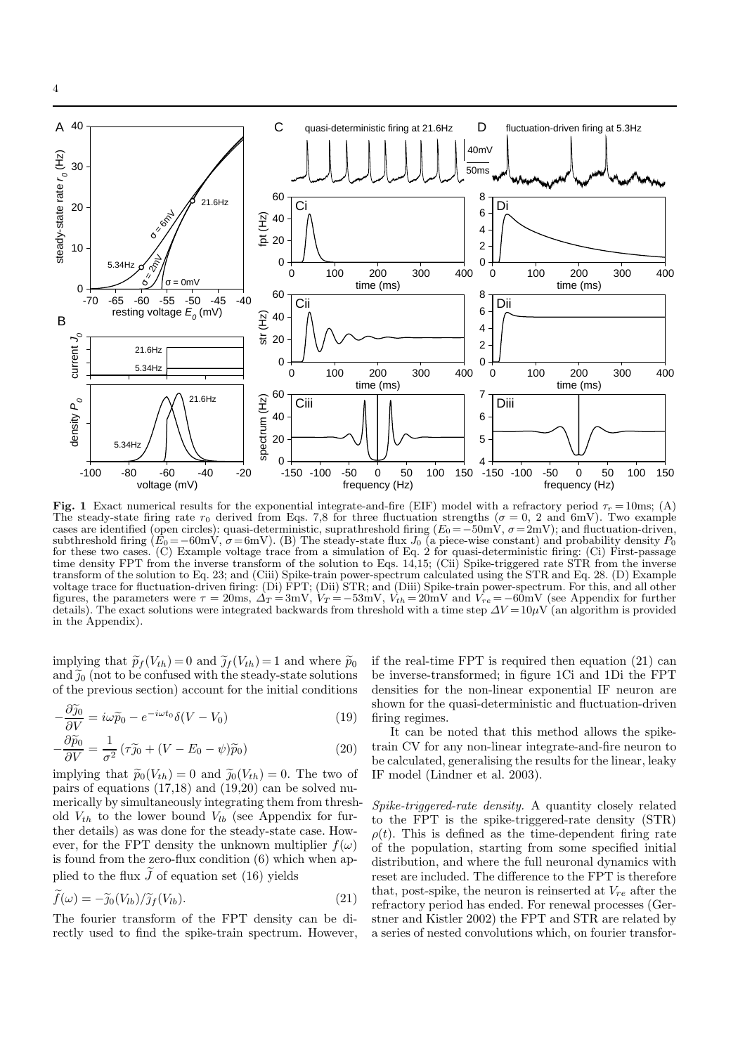**Fig. 1** Exact numerical results for the exponential integrate-and-fire (EIF) model with a refractory period $\tau_r = 10$ms; (A) The steady-state firing rate $r_0$ derived from Eqs. 7,8 for three fluctuation strengths ($\sigma = 0$, 2 and 6mV). Two example cases are identified (open circles): quasi-deterministic, suprathreshold firing ($E_0 = -50$mV, $\sigma = 2$mV); and fluctuation-driven, subthreshold firing ($E_0 = -60$mV, $\sigma = 6$mV). (B) The steady-state flux $J_0$ (a piece-wise constant) and probability density $P_0$ for these two cases. (C) Example voltage trace from a simulation of Eq. 2 for quasi-deterministic firing: (Ci) First-passage time density FPT from the inverse transform of the solution to Eqs. 14,15; (Cii) Spike-triggered rate STR from the inverse transform of the solution to Eq. 23; and (Ciii) Spike-train power-spectrum calculated using the STR and Eq. 28. (D) Example voltage trace for fluctuation-driven firing: (Di) FPT; (Dii) STR; and (Diii) Spike-train power-spectrum. For this, and all other figures, the parameters were $\tau = 20$ms, $\Delta_T = 3$mV, $V_T = -53$mV, $V_{th} = 20$mV and $V_{re} = -60$mV (see Appendix for further details). The exact solutions were integrated backwards from threshold with a time step $\Delta V = 10\mu$V (an algorithm is provided in the Appendix).

implying that $\widetilde{p}_f(V_{th}) = 0$ and $\widetilde{j}_f(V_{th}) = 1$ and where $\widetilde{p}_0$ and $\widetilde{j}_0$ (not to be confused with the steady-state solutions of the previous section) account for the initial conditions

$$-\frac{\partial \widetilde{j}_0}{\partial V} = i\omega \widetilde{p}_0 - e^{-i\omega t_0}\delta(V - V_0) \tag{19}$$

$$-\frac{\partial \widetilde{p}_0}{\partial V} = \frac{1}{\sigma^2}\left(\tau \widetilde{j}_0 + (V - E_0 - \psi)\widetilde{p}_0\right) \tag{20}$$

implying that $\widetilde{p}_0(V_{th}) = 0$ and $\widetilde{j}_0(V_{th}) = 0$. The two of pairs of equations (17,18) and (19,20) can be solved numerically by simultaneously integrating them from threshold $V_{th}$ to the lower bound $V_{lb}$ (see Appendix for further details) as was done for the steady-state case. However, for the FPT density the unknown multiplier $f(\omega)$ is found from the zero-flux condition (6) which when applied to the flux $\widetilde{J}$ of equation set (16) yields

$$\widetilde{f}(\omega) = -\widetilde{j}_0(V_{lb})/\widetilde{j}_f(V_{lb}). \tag{21}$$

The fourier transform of the FPT density can be directly used to find the spike-train spectrum. However, if the real-time FPT is required then equation (21) can be inverse-transformed; in figure 1Ci and 1Di the FPT densities for the non-linear exponential IF neuron are shown for the quasi-deterministic and fluctuation-driven firing regimes.

It can be noted that this method allows the spike-train CV for any non-linear integrate-and-fire neuron to be calculated, generalising the results for the linear, leaky IF model (Lindner et al. 2003).

*Spike-triggered-rate density.* A quantity closely related to the FPT is the spike-triggered-rate density (STR) $\rho(t)$. This is defined as the time-dependent firing rate of the population, starting from some specified initial distribution, and where the full neuronal dynamics with reset are included. The difference to the FPT is therefore that, post-spike, the neuron is reinserted at $V_{re}$ after the refractory period has ended. For renewal processes (Gerstner and Kistler 2002) the FPT and STR are related by a series of nested convolutions which, on fourier transfor-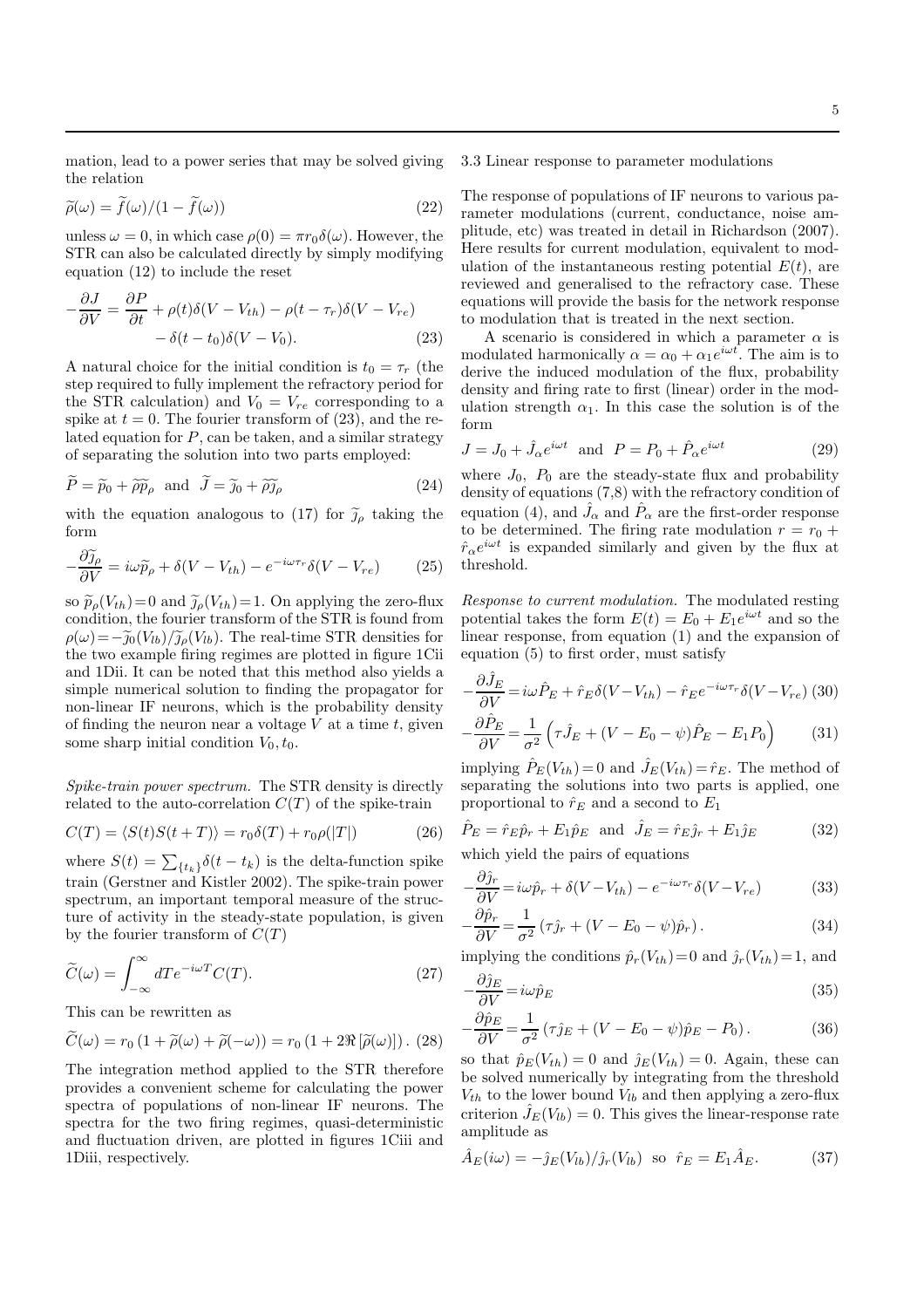mation, lead to a power series that may be solved giving the relation

$$\widetilde{\rho}(\omega) = \widetilde{f}(\omega)/(1 - \widetilde{f}(\omega)) \tag{22}$$

unless $\omega = 0$, in which case $\rho(0) = \pi r_0 \delta(\omega)$. However, the STR can also be calculated directly by simply modifying equation (12) to include the reset

$$-\frac{\partial J}{\partial V} = \frac{\partial P}{\partial t} + \rho(t)\delta(V - V_{th}) - \rho(t - \tau_r)\delta(V - V_{re}) - \delta(t - t_0)\delta(V - V_0). \tag{23}$$

A natural choice for the initial condition is $t_0 = \tau_r$ (the step required to fully implement the refractory period for the STR calculation) and $V_0 = V_{re}$ corresponding to a spike at $t = 0$. The fourier transform of (23), and the related equation for $P$, can be taken, and a similar strategy of separating the solution into two parts employed:

$$\widetilde{P} = \widetilde{p}_0 + \widetilde{\rho}\widetilde{p}_\rho \ \text{ and } \ \widetilde{J} = \widetilde{j}_0 + \widetilde{\rho}\widetilde{j}_\rho \tag{24}$$

with the equation analogous to (17) for $\widetilde{j}_\rho$ taking the form

$$-\frac{\partial \widetilde{j}_\rho}{\partial V} = i\omega\widetilde{p}_\rho + \delta(V - V_{th}) - e^{-i\omega\tau_r}\delta(V - V_{re}) \tag{25}$$

so $\widetilde{p}_\rho(V_{th}) = 0$ and $\widetilde{j}_\rho(V_{th}) = 1$. On applying the zero-flux condition, the fourier transform of the STR is found from $\rho(\omega) = -\widetilde{j}_0(V_{lb})/\widetilde{j}_\rho(V_{lb})$. The real-time STR densities for the two example firing regimes are plotted in figure 1Cii and 1Dii. It can be noted that this method also yields a simple numerical solution to finding the propagator for non-linear IF neurons, which is the probability density of finding the neuron near a voltage $V$ at a time $t$, given some sharp initial condition $V_0, t_0$.

*Spike-train power spectrum.* The STR density is directly related to the auto-correlation $C(T)$ of the spike-train

$$C(T) = \langle S(t)S(t + T)\rangle = r_0\delta(T) + r_0\rho(|T|) \tag{26}$$

where $S(t) = \sum_{\{t_k\}} \delta(t - t_k)$ is the delta-function spike train (Gerstner and Kistler 2002). The spike-train power spectrum, an important temporal measure of the structure of activity in the steady-state population, is given by the fourier transform of $C(T)$

$$\widetilde{C}(\omega) = \int_{-\infty}^{\infty} dT e^{-i\omega T} C(T). \tag{27}$$

This can be rewritten as

$$\widetilde{C}(\omega) = r_0\left(1 + \widetilde{\rho}(\omega) + \widetilde{\rho}(-\omega)\right) = r_0\left(1 + 2\Re\left[\widetilde{\rho}(\omega)\right]\right). \tag{28}$$

The integration method applied to the STR therefore provides a convenient scheme for calculating the power spectra of populations of non-linear IF neurons. The spectra for the two firing regimes, quasi-deterministic and fluctuation driven, are plotted in figures 1Ciii and 1Diii, respectively.

### 3.3 Linear response to parameter modulations

The response of populations of IF neurons to various parameter modulations (current, conductance, noise amplitude, etc) was treated in detail in Richardson (2007). Here results for current modulation, equivalent to modulation of the instantaneous resting potential $E(t)$, are reviewed and generalised to the refractory case. These equations will provide the basis for the network response to modulation that is treated in the next section.

A scenario is considered in which a parameter $\alpha$ is modulated harmonically $\alpha = \alpha_0 + \alpha_1 e^{i\omega t}$. The aim is to derive the induced modulation of the flux, probability density and firing rate to first (linear) order in the modulation strength $\alpha_1$. In this case the solution is of the form

$$J = J_0 + \hat{J}_\alpha e^{i\omega t} \ \text{ and } \ P = P_0 + \hat{P}_\alpha e^{i\omega t} \tag{29}$$

where $J_0$, $P_0$ are the steady-state flux and probability density of equations (7,8) with the refractory condition of equation (4), and $\hat{J}_\alpha$ and $\hat{P}_\alpha$ are the first-order response to be determined. The firing rate modulation $r = r_0 + \hat{r}_\alpha e^{i\omega t}$ is expanded similarly and given by the flux at threshold.

*Response to current modulation.* The modulated resting potential takes the form $E(t) = E_0 + E_1 e^{i\omega t}$ and so the linear response, from equation (1) and the expansion of equation (5) to first order, must satisfy

$$-\frac{\partial \hat{J}_E}{\partial V} = i\omega\hat{P}_E + \hat{r}_E\delta(V - V_{th}) - \hat{r}_E e^{-i\omega\tau_r}\delta(V - V_{re}) \tag{30}$$

$$-\frac{\partial \hat{P}_E}{\partial V} = \frac{1}{\sigma^2}\left(\tau\hat{J}_E + (V - E_0 - \psi)\hat{P}_E - E_1 P_0\right) \tag{31}$$

implying $\hat{P}_E(V_{th}) = 0$ and $\hat{J}_E(V_{th}) = \hat{r}_E$. The method of separating the solutions into two parts is applied, one proportional to $\hat{r}_E$ and a second to $E_1$

$$\hat{P}_E = \hat{r}_E\hat{p}_r + E_1\hat{p}_E \ \text{ and } \ \hat{J}_E = \hat{r}_E\hat{j}_r + E_1\hat{j}_E \tag{32}$$

which yield the pairs of equations

$$-\frac{\partial \hat{j}_r}{\partial V} = i\omega\hat{p}_r + \delta(V - V_{th}) - e^{-i\omega\tau_r}\delta(V - V_{re}) \tag{33}$$

$$-\frac{\partial \hat{p}_r}{\partial V} = \frac{1}{\sigma^2}\left(\tau\hat{j}_r + (V - E_0 - \psi)\hat{p}_r\right). \tag{34}$$

implying the conditions $\hat{p}_r(V_{th}) = 0$ and $\hat{j}_r(V_{th}) = 1$, and

$$-\frac{\partial \hat{j}_E}{\partial V} = i\omega\hat{p}_E \tag{35}$$

$$-\frac{\partial \hat{p}_E}{\partial V} = \frac{1}{\sigma^2}\left(\tau\hat{j}_E + (V - E_0 - \psi)\hat{p}_E - P_0\right). \tag{36}$$

so that $\hat{p}_E(V_{th}) = 0$ and $\hat{j}_E(V_{th}) = 0$. Again, these can be solved numerically by integrating from the threshold $V_{th}$ to the lower bound $V_{lb}$ and then applying a zero-flux criterion $\hat{J}_E(V_{lb}) = 0$. This gives the linear-response rate amplitude as

$$\hat{A}_E(i\omega) = -\hat{j}_E(V_{lb})/\hat{j}_r(V_{lb}) \ \text{ so } \ \hat{r}_E = E_1\hat{A}_E. \tag{37}$$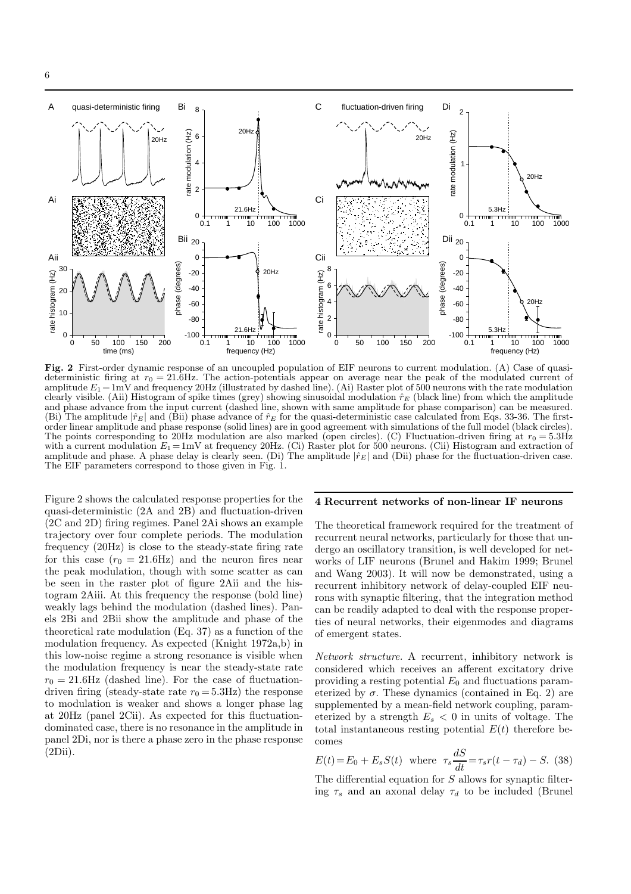**Fig. 2** First-order dynamic response of an uncoupled population of EIF neurons to current modulation. (A) Case of quasi-deterministic firing at $r_0 = 21.6$Hz. The action-potentials appear on average near the peak of the modulated current of amplitude $E_1 = 1$mV and frequency 20Hz (illustrated by dashed line). (Ai) Raster plot of 500 neurons with the rate modulation clearly visible. (Aii) Histogram of spike times (grey) showing sinusoidal modulation $\hat{r}_E$ (black line) from which the amplitude and phase advance from the input current (dashed line, shown with same amplitude for phase comparison) can be measured. (Bi) The amplitude $|\hat{r}_E|$ and (Bii) phase advance of $\hat{r}_E$ for the quasi-deterministic case calculated from Eqs. 33-36. The first-order linear amplitude and phase response (solid lines) are in good agreement with simulations of the full model (black circles). The points corresponding to 20Hz modulation are also marked (open circles). (C) Fluctuation-driven firing at $r_0 = 5.3$Hz with a current modulation $E_1 = 1$mV at frequency 20Hz. (Ci) Raster plot for 500 neurons. (Cii) Histogram and extraction of amplitude and phase. A phase delay is clearly seen. (Di) The amplitude $|\hat{r}_E|$ and (Dii) phase for the fluctuation-driven case. The EIF parameters correspond to those given in Fig. 1.

Figure 2 shows the calculated response properties for the quasi-deterministic (2A and 2B) and fluctuation-driven (2C and 2D) firing regimes. Panel 2Ai shows an example trajectory over four complete periods. The modulation frequency (20Hz) is close to the steady-state firing rate for this case ($r_0 = 21.6$Hz) and the neuron fires near the peak modulation, though with some scatter as can be seen in the raster plot of figure 2Aii and the histogram 2Aiii. At this frequency the response (bold line) weakly lags behind the modulation (dashed lines). Panels 2Bi and 2Bii show the amplitude and phase of the theoretical rate modulation (Eq. 37) as a function of the modulation frequency. As expected (Knight 1972a,b) in this low-noise regime a strong resonance is visible when the modulation frequency is near the steady-state rate $r_0 = 21.6$Hz (dashed line). For the case of fluctuation-driven firing (steady-state rate $r_0 = 5.3$Hz) the response to modulation is weaker and shows a longer phase lag at 20Hz (panel 2Cii). As expected for this fluctuation-dominated case, there is no resonance in the amplitude in panel 2Di, nor is there a phase zero in the phase response (2Dii).

## 4 Recurrent networks of non-linear IF neurons

The theoretical framework required for the treatment of recurrent neural networks, particularly for those that undergo an oscillatory transition, is well developed for networks of LIF neurons (Brunel and Hakim 1999; Brunel and Wang 2003). It will now be demonstrated, using a recurrent inhibitory network of delay-coupled EIF neurons with synaptic filtering, that the integration method can be readily adapted to deal with the response properties of neural networks, their eigenmodes and diagrams of emergent states.

*Network structure.* A recurrent, inhibitory network is considered which receives an afferent excitatory drive providing a resting potential $E_0$ and fluctuations parameterized by $\sigma$. These dynamics (contained in Eq. 2) are supplemented by a mean-field network coupling, parameterized by a strength $E_s < 0$ in units of voltage. The total instantaneous resting potential $E(t)$ therefore becomes

$$E(t) = E_0 + E_s S(t) \quad \text{where} \quad \tau_s \frac{dS}{dt} = \tau_s r(t - \tau_d) - S. \quad (38)$$

The differential equation for $S$ allows for synaptic filtering $\tau_s$ and an axonal delay $\tau_d$ to be included (Brunel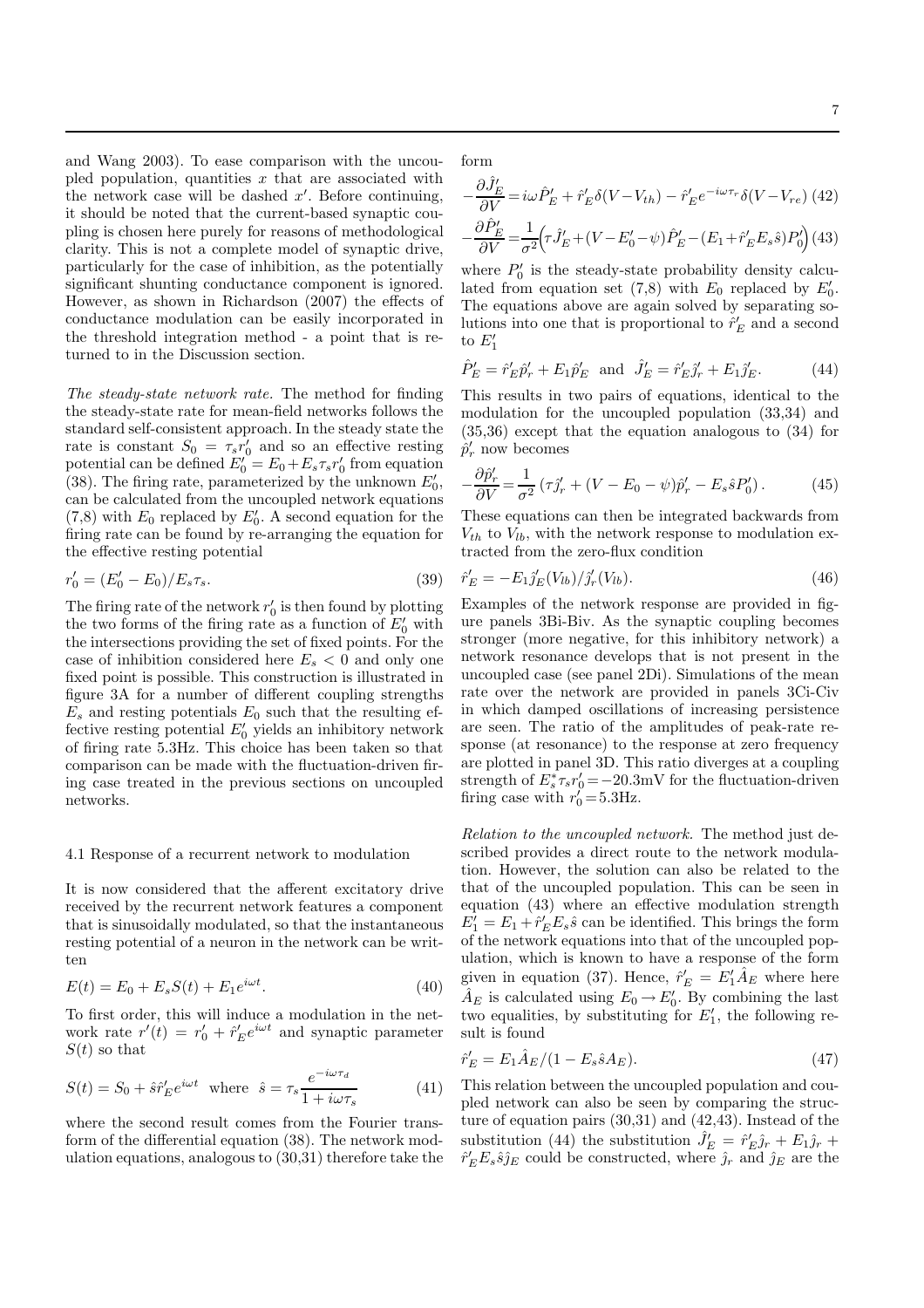and Wang 2003). To ease comparison with the uncoupled population, quantities $x$ that are associated with the network case will be dashed $x'$. Before continuing, it should be noted that the current-based synaptic coupling is chosen here purely for reasons of methodological clarity. This is not a complete model of synaptic drive, particularly for the case of inhibition, as the potentially significant shunting conductance component is ignored. However, as shown in Richardson (2007) the effects of conductance modulation can be easily incorporated in the threshold integration method - a point that is returned to in the Discussion section.

*The steady-state network rate.* The method for finding the steady-state rate for mean-field networks follows the standard self-consistent approach. In the steady state the rate is constant $S_0 = \tau_s r'_0$ and so an effective resting potential can be defined $E'_0 = E_0 + E_s \tau_s r'_0$ from equation (38). The firing rate, parameterized by the unknown $E'_0$, can be calculated from the uncoupled network equations (7,8) with $E_0$ replaced by $E'_0$. A second equation for the firing rate can be found by re-arranging the equation for the effective resting potential

$$r'_0 = (E'_0 - E_0)/E_s \tau_s. \tag{39}$$

The firing rate of the network $r'_0$ is then found by plotting the two forms of the firing rate as a function of $E'_0$ with the intersections providing the set of fixed points. For the case of inhibition considered here $E_s < 0$ and only one fixed point is possible. This construction is illustrated in figure 3A for a number of different coupling strengths $E_s$ and resting potentials $E_0$ such that the resulting effective resting potential $E'_0$ yields an inhibitory network of firing rate 5.3Hz. This choice has been taken so that comparison can be made with the fluctuation-driven firing case treated in the previous sections on uncoupled networks.

## 4.1 Response of a recurrent network to modulation

It is now considered that the afferent excitatory drive received by the recurrent network features a component that is sinusoidally modulated, so that the instantaneous resting potential of a neuron in the network can be written

$$E(t) = E_0 + E_s S(t) + E_1 e^{i\omega t}. \tag{40}$$

To first order, this will induce a modulation in the network rate $r'(t) = r'_0 + \hat{r}'_E e^{i\omega t}$ and synaptic parameter $S(t)$ so that

$$S(t) = S_0 + \hat{s}\hat{r}'_E e^{i\omega t} \quad \text{where} \quad \hat{s} = \tau_s \frac{e^{-i\omega\tau_d}}{1 + i\omega\tau_s} \tag{41}$$

where the second result comes from the Fourier transform of the differential equation (38). The network modulation equations, analogous to (30,31) therefore take the form

$$-\frac{\partial \hat{J}'_E}{\partial V} = i\omega \hat{P}'_E + \hat{r}'_E \delta(V - V_{th}) - \hat{r}'_E e^{-i\omega\tau_r}\delta(V - V_{re}) \tag{42}$$

$$-\frac{\partial \hat{P}'_E}{\partial V} = \frac{1}{\sigma^2}\Big(\tau \hat{J}'_E + (V - E'_0 - \psi)\hat{P}'_E - (E_1 + \hat{r}'_E E_s \hat{s})P'_0\Big) \tag{43}$$

where $P'_0$ is the steady-state probability density calculated from equation set (7,8) with $E_0$ replaced by $E'_0$. The equations above are again solved by separating solutions into one that is proportional to $\hat{r}'_E$ and a second to $E'_1$

$$\hat{P}'_E = \hat{r}'_E \hat{p}'_r + E_1 \hat{p}'_E \quad \text{and} \quad \hat{J}'_E = \hat{r}'_E \hat{j}'_r + E_1 \hat{j}'_E. \tag{44}$$

This results in two pairs of equations, identical to the modulation for the uncoupled population (33,34) and (35,36) except that the equation analogous to (34) for $\hat{p}'_r$ now becomes

$$-\frac{\partial \hat{p}'_r}{\partial V} = \frac{1}{\sigma^2}\left(\tau \hat{j}'_r + (V - E_0 - \psi)\hat{p}'_r - E_s \hat{s} P'_0\right). \tag{45}$$

These equations can then be integrated backwards from $V_{th}$ to $V_{lb}$, with the network response to modulation extracted from the zero-flux condition

$$\hat{r}'_E = -E_1 \hat{j}'_E(V_{lb})/\hat{j}'_r(V_{lb}). \tag{46}$$

Examples of the network response are provided in figure panels 3Bi-Biv. As the synaptic coupling becomes stronger (more negative, for this inhibitory network) a network resonance develops that is not present in the uncoupled case (see panel 2Di). Simulations of the mean rate over the network are provided in panels 3Ci-Civ in which damped oscillations of increasing persistence are seen. The ratio of the amplitudes of peak-rate response (at resonance) to the response at zero frequency are plotted in panel 3D. This ratio diverges at a coupling strength of $E^*_s \tau_s r'_0 = -20.3$mV for the fluctuation-driven firing case with $r'_0 = 5.3$Hz.

*Relation to the uncoupled network.* The method just described provides a direct route to the network modulation. However, the solution can also be related to that of the uncoupled population. This can be seen in equation (43) where an effective modulation strength $E'_1 = E_1 + \hat{r}'_E E_s \hat{s}$ can be identified. This brings the form of the network equations into that of the uncoupled population, which is known to have a response of the form given in equation (37). Hence, $\hat{r}'_E = E'_1 \hat{A}_E$ where here $\hat{A}_E$ is calculated using $E_0 \to E'_0$. By combining the last two equalities, by substituting for $E'_1$, the following result is found

$$\hat{r}'_E = E_1 \hat{A}_E/(1 - E_s \hat{s} A_E). \tag{47}$$

This relation between the uncoupled population and coupled network can also be seen by comparing the structure of equation pairs (30,31) and (42,43). Instead of the substitution (44) the substitution $\hat{J}'_E = \hat{r}'_E \hat{j}_r + E_1 \hat{j}_r + \hat{r}'_E E_s \hat{s} \hat{j}_E$ could be constructed, where $\hat{j}_r$ and $\hat{j}_E$ are the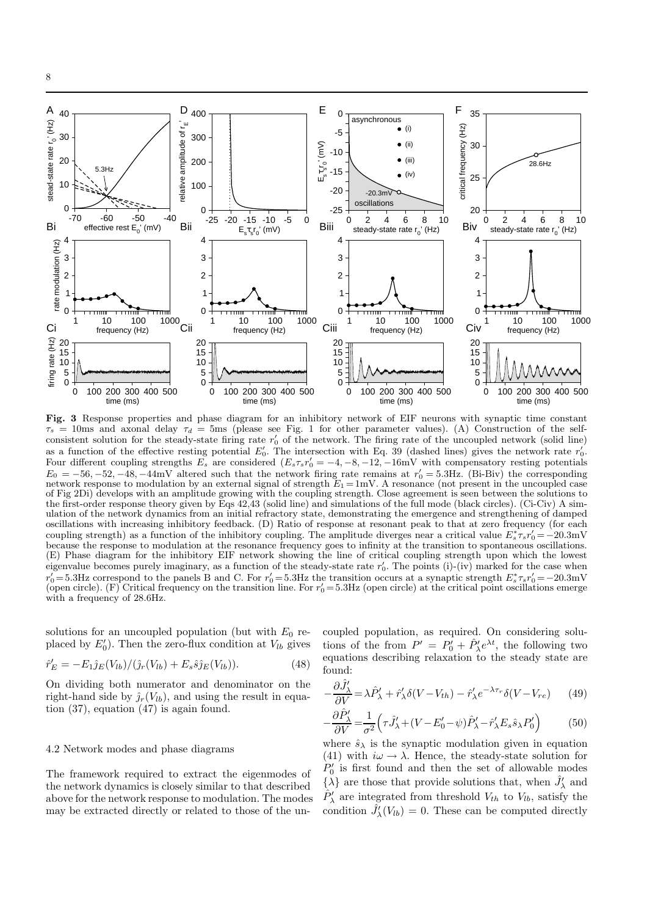**Fig. 3** Response properties and phase diagram for an inhibitory network of EIF neurons with synaptic time constant $\tau_s = 10$ms and axonal delay $\tau_d = 5$ms (please see Fig. 1 for other parameter values). (A) Construction of the self-consistent solution for the steady-state firing rate $r_0'$ of the network. The firing rate of the uncoupled network (solid line) as a function of the effective resting potential $E_0'$. The intersection with Eq. 39 (dashed lines) gives the network rate $r_0'$. Four different coupling strengths $E_s$ are considered ($E_s\tau_s r_0' = -4, -8, -12, -16$mV with compensatory resting potentials $E_0 = -56, -52, -48, -44$mV altered such that the network firing rate remains at $r_0' = 5.3$Hz. (Bi-Biv) the corresponding network response to modulation by an external signal of strength $E_1 = 1$mV. A resonance (not present in the uncoupled case of Fig 2Di) develops with an amplitude growing with the coupling strength. Close agreement is seen between the solutions to the first-order response theory given by Eqs 42,43 (solid line) and simulations of the full mode (black circles). (Ci-Civ) A simulation of the network dynamics from an initial refractory state, demonstrating the emergence and strengthening of damped oscillations with increasing inhibitory feedback. (D) Ratio of response at resonant peak to that at zero frequency (for each coupling strength) as a function of the inhibitory coupling. The amplitude diverges near a critical value $E_s^*\tau_s r_0' = -20.3$mV because the response to modulation at the resonance frequency goes to infinity at the transition to spontaneous oscillations. (E) Phase diagram for the inhibitory EIF network showing the line of critical coupling strength upon which the lowest eigenvalue becomes purely imaginary, as a function of the steady-state rate $r_0'$. The points (i)-(iv) marked for the case when $r_0' = 5.3$Hz correspond to the panels B and C. For $r_0' = 5.3$Hz the transition occurs at a synaptic strength $E_s^*\tau_s r_0' = -20.3$mV (open circle). (F) Critical frequency on the transition line. For $r_0' = 5.3$Hz (open circle) at the critical point oscillations emerge with a frequency of 28.6Hz.

solutions for an uncoupled population (but with $E_0$ replaced by $E_0'$). Then the zero-flux condition at $V_{lb}$ gives

$$\hat{r}_E' = -E_1\hat{j}_E(V_{lb})/(\hat{j}_r(V_{lb}) + E_s\hat{s}\hat{j}_E(V_{lb})). \tag{48}$$

On dividing both numerator and denominator on the right-hand side by $\hat{j}_r(V_{lb})$, and using the result in equation (37), equation (47) is again found.

### 4.2 Network modes and phase diagrams

The framework required to extract the eigenmodes of the network dynamics is closely similar to that described above for the network response to modulation. The modes may be extracted directly or related to those of the uncoupled population, as required. On considering solutions of the from $P' = P_0' + \hat{P}_\lambda' e^{\lambda t}$, the following two equations describing relaxation to the steady state are found:

$$-\frac{\partial \hat{J}_\lambda'}{\partial V} = \lambda\hat{P}_\lambda' + \hat{r}_\lambda'\delta(V - V_{th}) - \hat{r}_\lambda' e^{-\lambda\tau_r}\delta(V - V_{re}) \tag{49}$$

$$-\frac{\partial \hat{P}_\lambda'}{\partial V} = \frac{1}{\sigma^2}\Big(\tau\hat{J}_\lambda' + (V - E_0' - \psi)\hat{P}_\lambda' - \hat{r}_\lambda' E_s\hat{s}_\lambda P_0'\Big) \tag{50}$$

where $\hat{s}_\lambda$ is the synaptic modulation given in equation (41) with $i\omega \to \lambda$. Hence, the steady-state solution for $P_0'$ is first found and then the set of allowable modes $\{\lambda\}$ are those that provide solutions that, when $\hat{J}_\lambda'$ and $\hat{P}_\lambda'$ are integrated from threshold $V_{th}$ to $V_{lb}$, satisfy the condition $\hat{J}_\lambda'(V_{lb}) = 0$. These can be computed directly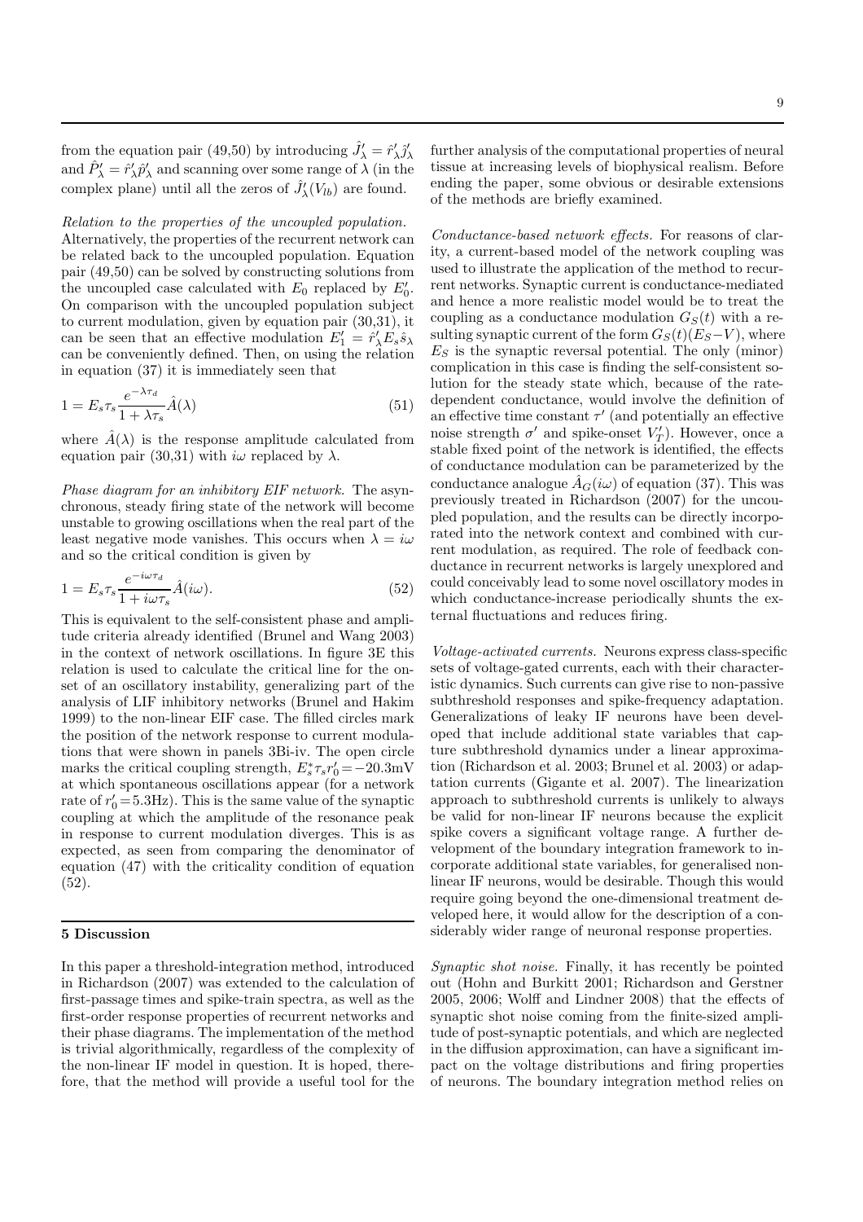from the equation pair (49,50) by introducing $\hat{J}'_\lambda = \hat{r}'_\lambda \hat{j}'_\lambda$ and $\hat{P}'_\lambda = \hat{r}'_\lambda \hat{p}'_\lambda$ and scanning over some range of $\lambda$ (in the complex plane) until all the zeros of $\hat{J}'_\lambda(V_{lb})$ are found.

*Relation to the properties of the uncoupled population.* Alternatively, the properties of the recurrent network can be related back to the uncoupled population. Equation pair (49,50) can be solved by constructing solutions from the uncoupled case calculated with $E_0$ replaced by $E'_0$. On comparison with the uncoupled population subject to current modulation, given by equation pair (30,31), it can be seen that an effective modulation $E'_1 = \hat{r}'_\lambda E_s \hat{s}_\lambda$ can be conveniently defined. Then, on using the relation in equation (37) it is immediately seen that

$$1 = E_s \tau_s \frac{e^{-\lambda \tau_d}}{1 + \lambda \tau_s} \hat{A}(\lambda) \tag{51}$$

where $\hat{A}(\lambda)$ is the response amplitude calculated from equation pair (30,31) with $i\omega$ replaced by $\lambda$.

*Phase diagram for an inhibitory EIF network.* The asynchronous, steady firing state of the network will become unstable to growing oscillations when the real part of the least negative mode vanishes. This occurs when $\lambda = i\omega$ and so the critical condition is given by

$$1 = E_s \tau_s \frac{e^{-i\omega \tau_d}}{1 + i\omega \tau_s} \hat{A}(i\omega). \tag{52}$$

This is equivalent to the self-consistent phase and amplitude criteria already identified (Brunel and Wang 2003) in the context of network oscillations. In figure 3E this relation is used to calculate the critical line for the onset of an oscillatory instability, generalizing part of the analysis of LIF inhibitory networks (Brunel and Hakim 1999) to the non-linear EIF case. The filled circles mark the position of the network response to current modulations that were shown in panels 3Bi-iv. The open circle marks the critical coupling strength, $E^*_s \tau_s r'_0 = -20.3$mV at which spontaneous oscillations appear (for a network rate of $r'_0 = 5.3$Hz). This is the same value of the synaptic coupling at which the amplitude of the resonance peak in response to current modulation diverges. This is as expected, as seen from comparing the denominator of equation (47) with the criticality condition of equation (52).

## 5 Discussion

In this paper a threshold-integration method, introduced in Richardson (2007) was extended to the calculation of first-passage times and spike-train spectra, as well as the first-order response properties of recurrent networks and their phase diagrams. The implementation of the method is trivial algorithmically, regardless of the complexity of the non-linear IF model in question. It is hoped, therefore, that the method will provide a useful tool for the further analysis of the computational properties of neural tissue at increasing levels of biophysical realism. Before ending the paper, some obvious or desirable extensions of the methods are briefly examined.

*Conductance-based network effects.* For reasons of clarity, a current-based model of the network coupling was used to illustrate the application of the method to recurrent networks. Synaptic current is conductance-mediated and hence a more realistic model would be to treat the coupling as a conductance modulation $G_S(t)$ with a resulting synaptic current of the form $G_S(t)(E_S - V)$, where $E_S$ is the synaptic reversal potential. The only (minor) complication in this case is finding the self-consistent solution for the steady state which, because of the rate-dependent conductance, would involve the definition of an effective time constant $\tau'$ (and potentially an effective noise strength $\sigma'$ and spike-onset $V'_T$). However, once a stable fixed point of the network is identified, the effects of conductance modulation can be parameterized by the conductance analogue $\hat{A}_G(i\omega)$ of equation (37). This was previously treated in Richardson (2007) for the uncoupled population, and the results can be directly incorporated into the network context and combined with current modulation, as required. The role of feedback conductance in recurrent networks is largely unexplored and could conceivably lead to some novel oscillatory modes in which conductance-increase periodically shunts the external fluctuations and reduces firing.

*Voltage-activated currents.* Neurons express class-specific sets of voltage-gated currents, each with their characteristic dynamics. Such currents can give rise to non-passive subthreshold responses and spike-frequency adaptation. Generalizations of leaky IF neurons have been developed that include additional state variables that capture subthreshold dynamics under a linear approximation (Richardson et al. 2003; Brunel et al. 2003) or adaptation currents (Gigante et al. 2007). The linearization approach to subthreshold currents is unlikely to always be valid for non-linear IF neurons because the explicit spike covers a significant voltage range. A further development of the boundary integration framework to incorporate additional state variables, for generalised non-linear IF neurons, would be desirable. Though this would require going beyond the one-dimensional treatment developed here, it would allow for the description of a considerably wider range of neuronal response properties.

*Synaptic shot noise.* Finally, it has recently be pointed out (Hohn and Burkitt 2001; Richardson and Gerstner 2005, 2006; Wolff and Lindner 2008) that the effects of synaptic shot noise coming from the finite-sized amplitude of post-synaptic potentials, and which are neglected in the diffusion approximation, can have a significant impact on the voltage distributions and firing properties of neurons. The boundary integration method relies on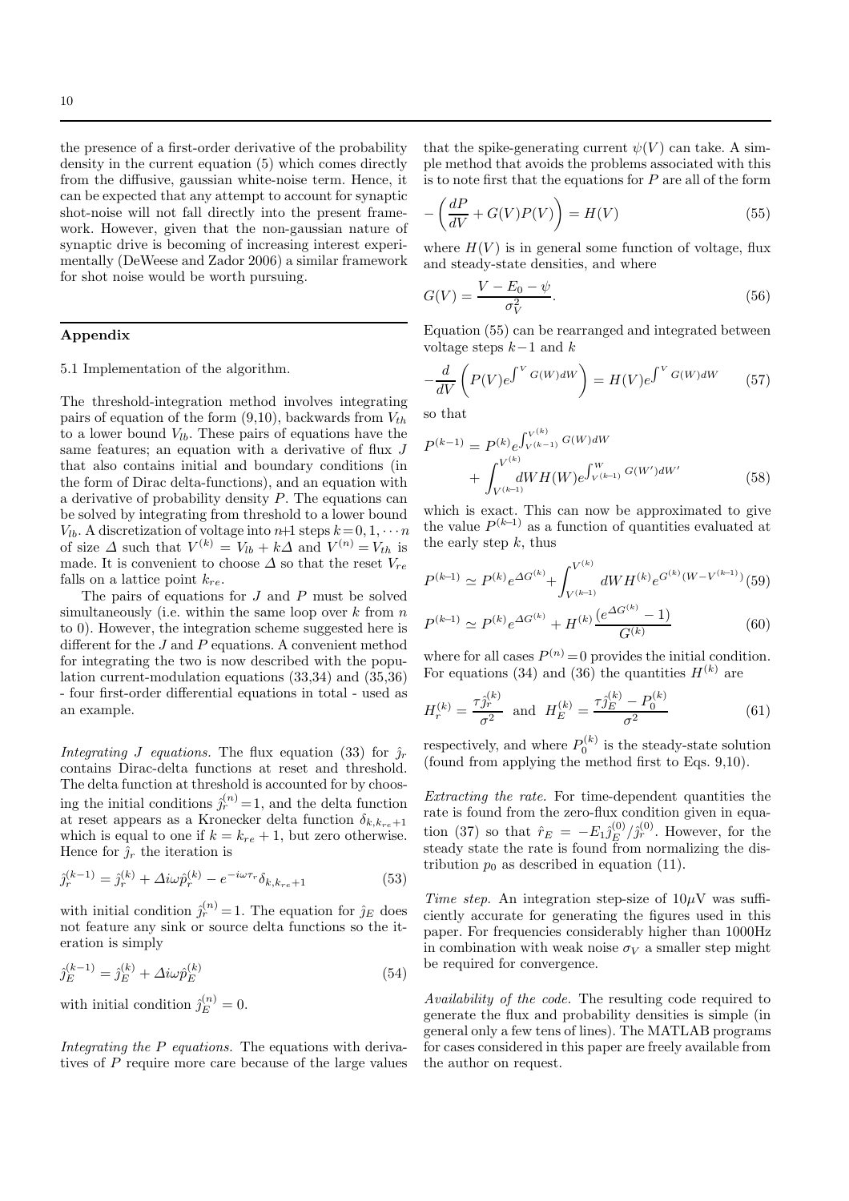the presence of a first-order derivative of the probability density in the current equation (5) which comes directly from the diffusive, gaussian white-noise term. Hence, it can be expected that any attempt to account for synaptic shot-noise will not fall directly into the present framework. However, given that the non-gaussian nature of synaptic drive is becoming of increasing interest experimentally (DeWeese and Zador 2006) a similar framework for shot noise would be worth pursuing.

## Appendix

5.1 Implementation of the algorithm.

The threshold-integration method involves integrating pairs of equation of the form (9,10), backwards from $V_{th}$ to a lower bound $V_{lb}$. These pairs of equations have the same features; an equation with a derivative of flux $J$ that also contains initial and boundary conditions (in the form of Dirac delta-functions), and an equation with a derivative of probability density $P$. The equations can be solved by integrating from threshold to a lower bound $V_{lb}$. A discretization of voltage into $n$+1 steps $k=0,1,\cdots n$ of size $\Delta$ such that $V^{(k)} = V_{lb} + k\Delta$ and $V^{(n)} = V_{th}$ is made. It is convenient to choose $\Delta$ so that the reset $V_{re}$ falls on a lattice point $k_{re}$.

The pairs of equations for $J$ and $P$ must be solved simultaneously (i.e. within the same loop over $k$ from $n$ to 0). However, the integration scheme suggested here is different for the $J$ and $P$ equations. A convenient method for integrating the two is now described with the population current-modulation equations (33,34) and (35,36) - four first-order differential equations in total - used as an example.

*Integrating J equations.* The flux equation (33) for $\hat{\jmath}_r$ contains Dirac-delta functions at reset and threshold. The delta function at threshold is accounted for by choosing the initial conditions $\hat{\jmath}_r^{(n)}=1$, and the delta function at reset appears as a Kronecker delta function $\delta_{k,k_{re}+1}$ which is equal to one if $k = k_{re} + 1$, but zero otherwise. Hence for $\hat{\jmath}_r$ the iteration is

$$\hat{\jmath}_r^{(k-1)} = \hat{\jmath}_r^{(k)} + \Delta i\omega \hat{p}_r^{(k)} - e^{-i\omega\tau_r}\delta_{k,k_{re}+1} \tag{53}$$

with initial condition $\hat{\jmath}_r^{(n)}=1$. The equation for $\hat{\jmath}_E$ does not feature any sink or source delta functions so the iteration is simply

$$\hat{\jmath}_E^{(k-1)} = \hat{\jmath}_E^{(k)} + \Delta i\omega \hat{p}_E^{(k)} \tag{54}$$

with initial condition $\hat{\jmath}_E^{(n)} = 0$.

*Integrating the P equations.* The equations with derivatives of $P$ require more care because of the large values that the spike-generating current $\psi(V)$ can take. A simple method that avoids the problems associated with this is to note first that the equations for $P$ are all of the form

$$-\left(\frac{dP}{dV} + G(V)P(V)\right) = H(V) \tag{55}$$

where $H(V)$ is in general some function of voltage, flux and steady-state densities, and where

$$G(V) = \frac{V - E_0 - \psi}{\sigma_V^2}. \tag{56}$$

Equation (55) can be rearranged and integrated between voltage steps $k-1$ and $k$

$$-\frac{d}{dV}\left(P(V)e^{\int^V G(W)dW}\right) = H(V)e^{\int^V G(W)dW} \tag{57}$$

so that

$$P^{(k-1)} = P^{(k)}e^{\int_{V^{(k-1)}}^{V^{(k)}} G(W)dW} + \int_{V^{(k-1)}}^{V^{(k)}} dW H(W) e^{\int_{V^{(k-1)}}^{W} G(W')dW'} \tag{58}$$

which is exact. This can now be approximated to give the value $P^{(k-1)}$ as a function of quantities evaluated at the early step $k$, thus

$$P^{(k-1)} \simeq P^{(k)}e^{\Delta G^{(k)}} + \int_{V^{(k-1)}}^{V^{(k)}} dW H^{(k)} e^{G^{(k)}(W-V^{(k-1)})} \tag{59}$$

$$P^{(k-1)} \simeq P^{(k)}e^{\Delta G^{(k)}} + H^{(k)}\frac{(e^{\Delta G^{(k)}}-1)}{G^{(k)}} \tag{60}$$

where for all cases $P^{(n)}=0$ provides the initial condition. For equations (34) and (36) the quantities $H^{(k)}$ are

$$H_r^{(k)} = \frac{\tau \hat{\jmath}_r^{(k)}}{\sigma^2} \quad \text{and} \quad H_E^{(k)} = \frac{\tau \hat{\jmath}_E^{(k)} - P_0^{(k)}}{\sigma^2} \tag{61}$$

respectively, and where $P_0^{(k)}$ is the steady-state solution (found from applying the method first to Eqs. 9,10).

*Extracting the rate.* For time-dependent quantities the rate is found from the zero-flux condition given in equation (37) so that $\hat{r}_E = -E_1\hat{\jmath}_E^{(0)}/\hat{\jmath}_r^{(0)}$. However, for the steady state the rate is found from normalizing the distribution $p_0$ as described in equation (11).

*Time step.* An integration step-size of $10\mu$V was sufficiently accurate for generating the figures used in this paper. For frequencies considerably higher than 1000Hz in combination with weak noise $\sigma_V$ a smaller step might be required for convergence.

*Availability of the code.* The resulting code required to generate the flux and probability densities is simple (in general only a few tens of lines). The MATLAB programs for cases considered in this paper are freely available from the author on request.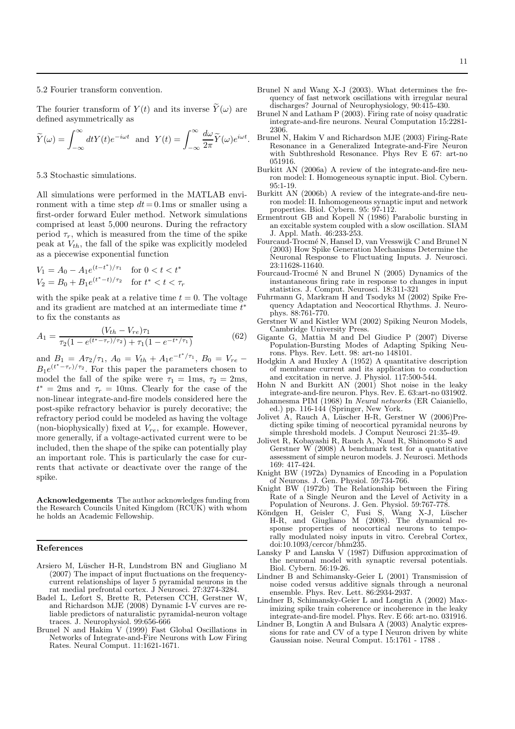5.2 Fourier transform convention.

The fourier transform of $Y(t)$ and its inverse $\widetilde{Y}(\omega)$ are defined asymmetrically as

$$\widetilde{Y}(\omega) = \int_{-\infty}^{\infty} dt Y(t) e^{-i\omega t} \text{ and } Y(t) = \int_{-\infty}^{\infty} \frac{d\omega}{2\pi} \widetilde{Y}(\omega) e^{i\omega t}.$$

5.3 Stochastic simulations.

All simulations were performed in the MATLAB environment with a time step $dt = 0.1$ms or smaller using a first-order forward Euler method. Network simulations comprised at least 5,000 neurons. During the refractory period $\tau_r$, which is measured from the time of the spike peak at $V_{th}$, the fall of the spike was explicitly modeled as a piecewise exponential function

$$V_1 = A_0 - A_1 e^{(t-t^*)/\tau_1} \quad \text{for } 0 < t < t^*$$
$$V_2 = B_0 + B_1 e^{(t^*-t)/\tau_2} \quad \text{for } t^* < t < \tau_r$$

with the spike peak at a relative time $t = 0$. The voltage and its gradient are matched at an intermediate time $t^*$ to fix the constants as

$$A_1 = \frac{(V_{th} - V_{re})\tau_1}{\tau_2(1 - e^{(t^*-\tau_r)/\tau_2}) + \tau_1(1 - e^{-t^*/\tau_1})} \tag{62}$$

and $B_1 = A\tau_2/\tau_1$, $A_0 = V_{th} + A_1 e^{-t^*/\tau_1}$, $B_0 = V_{re} - B_1 e^{(t^*-\tau_r)/\tau_2}$. For this paper the parameters chosen to model the fall of the spike were $\tau_1 = 1$ms, $\tau_2 = 2$ms, $t^* = 2$ms and $\tau_r = 10$ms. Clearly for the case of the non-linear integrate-and-fire models considered here the post-spike refractory behavior is purely decorative; the refractory period could be modeled as having the voltage (non-biophysically) fixed at $V_{re}$, for example. However, more generally, if a voltage-activated current were to be included, then the shape of the spike can potentially play an important role. This is particularly the case for currents that activate or deactivate over the range of the spike.

**Acknowledgements** The author acknowledges funding from the Research Councils United Kingdom (RCUK) with whom he holds an Academic Fellowship.

## References

Arsiero M, Lüscher H-R, Lundstrom BN and Giugliano M (2007) The impact of input fluctuations on the frequency-current relationships of layer 5 pyramidal neurons in the rat medial prefrontal cortex. J Neurosci. 27:3274-3284.

Badel L, Lefort S, Brette R, Petersen CCH, Gerstner W, and Richardson MJE (2008) Dynamic I-V curves are reliable predictors of naturalistic pyramidal-neuron voltage traces. J. Neurophysiol. 99:656-666

Brunel N and Hakim V (1999) Fast Global Oscillations in Networks of Integrate-and-Fire Neurons with Low Firing Rates. Neural Comput. 11:1621-1671.

Brunel N and Wang X-J (2003). What determines the frequency of fast network oscillations with irregular neural discharges? Journal of Neurophysiology, 90:415-430.

Brunel N and Latham P (2003). Firing rate of noisy quadratic integrate-and-fire neurons. Neural Computation 15:2281-2306.

Brunel N, Hakim V and Richardson MJE (2003) Firing-Rate Resonance in a Generalized Integrate-and-Fire Neuron with Subthreshold Resonance. Phys Rev E 67: art-no 051916.

Burkitt AN (2006a) A review of the integrate-and-fire neuron model: I. Homogeneous synaptic input. Biol. Cybern. 95:1-19.

Burkitt AN (2006b) A review of the integrate-and-fire neuron model: II. Inhomogeneous synaptic input and network properties. Biol. Cybern. 95: 97-112.

Ermentrout GB and Kopell N (1986) Parabolic bursting in an excitable system coupled with a slow oscillation. SIAM J. Appl. Math. 46:233-253.

Fourcaud-Trocmé N, Hansel D, van Vresswijk C and Brunel N (2003) How Spike Generation Mechanisms Determine the Neuronal Response to Fluctuating Inputs. J. Neurosci. 23:11628-11640.

Fourcaud-Trocmé N and Brunel N (2005) Dynamics of the instantaneous firing rate in response to changes in input statistics. J. Comput. Neurosci. 18:311-321

Fuhrmann G, Markram H and Tsodyks M (2002) Spike Frequency Adaptation and Neocortical Rhythms. J. Neurophys. 88:761-770.

Gerstner W and Kistler WM (2002) Spiking Neuron Models, Cambridge University Press.

Gigante G, Mattia M and Del Giudice P (2007) Diverse Population-Bursting Modes of Adapting Spiking Neurons. Phys. Rev. Lett. 98: art-no 148101.

Hodgkin A and Huxley A (1952) A quantitative description of membrane current and its application to conduction and excitation in nerve. J. Physiol. 117:500-544.

Hohn N and Burkitt AN (2001) Shot noise in the leaky integrate-and-fire neuron. Phys. Rev. E. 63:art-no 031902.

Johannesma PIM (1968) In *Neural networks* (ER Caianiello, ed.) pp. 116-144 (Springer, New York.

Jolivet A, Rauch A, Lüscher H-R, Gerstner W (2006)Predicting spike timing of neocortical pyramidal neurons by simple threshold models. J Comput Neurosci 21:35-49.

Jolivet R, Kobayashi R, Rauch A, Naud R, Shinomoto S and Gerstner W (2008) A benchmark test for a quantitative assessment of simple neuron models. J. Neurosci. Methods 169: 417-424.

Knight BW (1972a) Dynamics of Encoding in a Population of Neurons. J. Gen. Physiol. 59:734-766.

Knight BW (1972b) The Relationship between the Firing Rate of a Single Neuron and the Level of Activity in a Population of Neurons. J. Gen. Physiol. 59:767-778.

Köndgen H, Geisler C, Fusi S, Wang X-J, Lüscher H-R, and Giugliano M (2008). The dynamical response properties of neocortical neurons to temporally modulated noisy inputs in vitro. Cerebral Cortex, doi:10.1093/cercor/bhm235.

Lansky P and Lanska V (1987) Diffusion approximation of the neuronal model with synaptic reversal potentials. Biol. Cybern. 56:19-26.

Lindner B and Schimansky-Geier L (2001) Transmission of noise coded versus additive signals through a neuronal ensemble. Phys. Rev. Lett. 86:2934-2937.

Lindner B, Schimansky-Geier L and Longtin A (2002) Maximizing spike train coherence or incoherence in the leaky integrate-and-fire model. Phys. Rev. E 66: art-no. 031916.

Lindner B, Longtin A and Bulsara A (2003) Analytic expressions for rate and CV of a type I Neuron driven by white Gaussian noise. Neural Comput. 15:1761 - 1788 .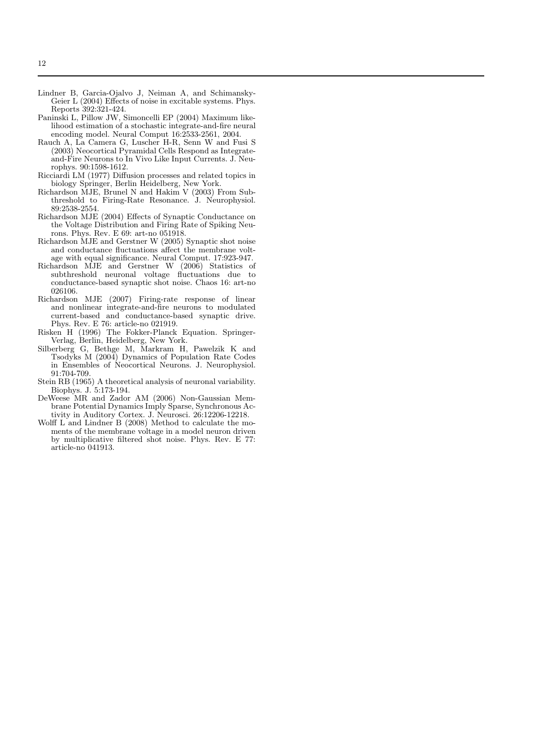Lindner B, Garcia-Ojalvo J, Neiman A, and Schimansky-Geier L (2004) Effects of noise in excitable systems. Phys. Reports 392:321-424.

Paninski L, Pillow JW, Simoncelli EP (2004) Maximum likelihood estimation of a stochastic integrate-and-fire neural encoding model. Neural Comput 16:2533-2561, 2004.

Rauch A, La Camera G, Luscher H-R, Senn W and Fusi S (2003) Neocortical Pyramidal Cells Respond as Integrate-and-Fire Neurons to In Vivo Like Input Currents. J. Neurophys. 90:1598-1612.

Ricciardi LM (1977) Diffusion processes and related topics in biology Springer, Berlin Heidelberg, New York.

Richardson MJE, Brunel N and Hakim V (2003) From Subthreshold to Firing-Rate Resonance. J. Neurophysiol. 89:2538-2554.

Richardson MJE (2004) Effects of Synaptic Conductance on the Voltage Distribution and Firing Rate of Spiking Neurons. Phys. Rev. E 69: art-no 051918.

Richardson MJE and Gerstner W (2005) Synaptic shot noise and conductance fluctuations affect the membrane voltage with equal significance. Neural Comput. 17:923-947.

Richardson MJE and Gerstner W (2006) Statistics of subthreshold neuronal voltage fluctuations due to conductance-based synaptic shot noise. Chaos 16: art-no 026106.

Richardson MJE (2007) Firing-rate response of linear and nonlinear integrate-and-fire neurons to modulated current-based and conductance-based synaptic drive. Phys. Rev. E 76: article-no 021919.

Risken H (1996) The Fokker-Planck Equation. Springer-Verlag, Berlin, Heidelberg, New York.

Silberberg G, Bethge M, Markram H, Pawelzik K and Tsodyks M (2004) Dynamics of Population Rate Codes in Ensembles of Neocortical Neurons. J. Neurophysiol. 91:704-709.

Stein RB (1965) A theoretical analysis of neuronal variability. Biophys. J. 5:173-194.

DeWeese MR and Zador AM (2006) Non-Gaussian Membrane Potential Dynamics Imply Sparse, Synchronous Activity in Auditory Cortex. J. Neurosci. 26:12206-12218.

Wolff L and Lindner B (2008) Method to calculate the moments of the membrane voltage in a model neuron driven by multiplicative filtered shot noise. Phys. Rev. E 77: article-no 041913.